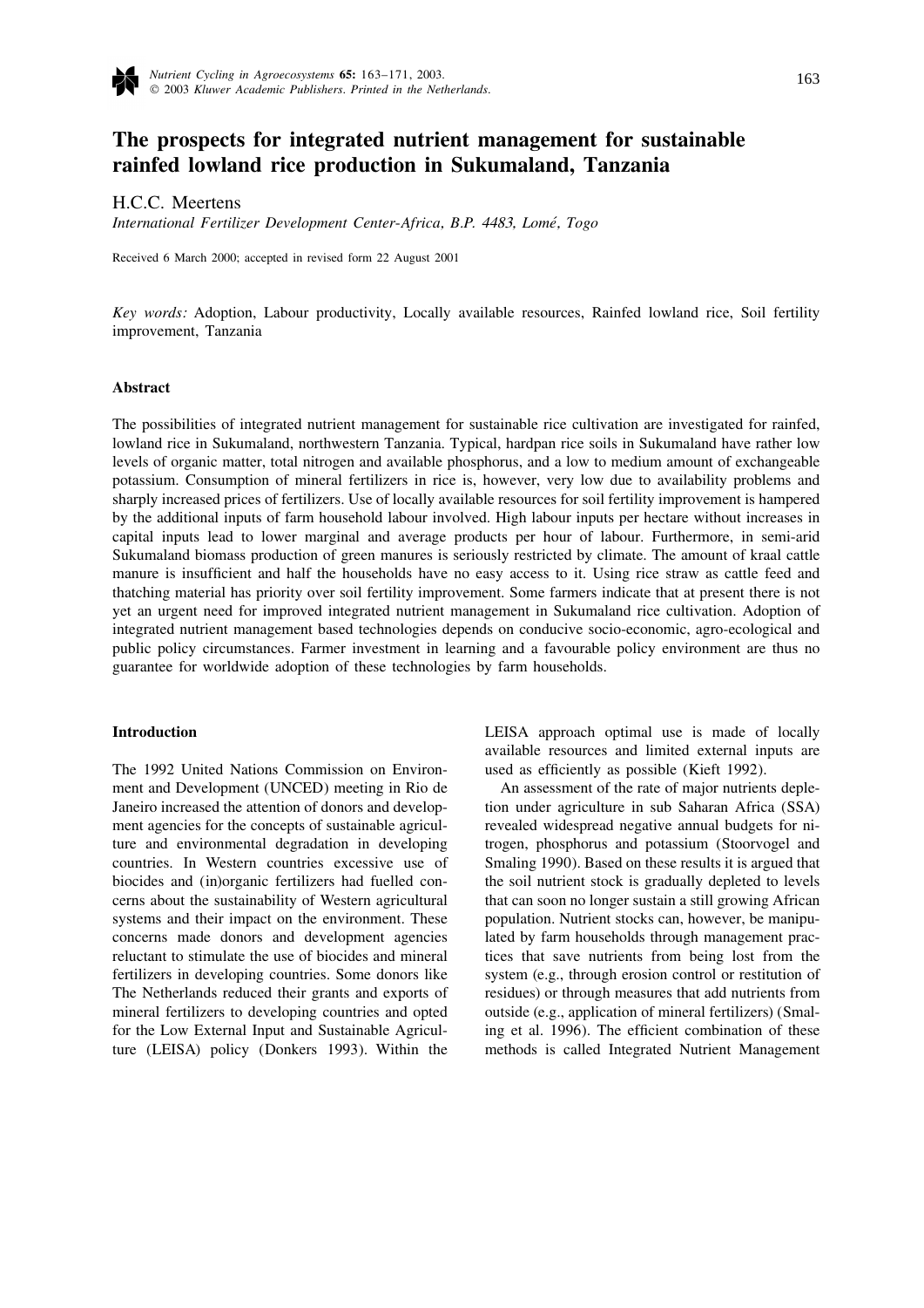# The prospects for integrated nutrient management for sustainable rainfed lowland rice production in Sukumaland, Tanzania

H.C.C. Meertens

*International Fertilizer Development Center-Africa, B.P. 4483, Lomé, Togo*

Received 6 March 2000; accepted in revised form 22 August 2001

*Key words:* Adoption, Labour productivity, Locally available resources, Rainfed lowland rice, Soil fertility improvement, Tanzania

## Abstract

The possibilities of integrated nutrient management for sustainable rice cultivation are investigated for rainfed, lowland rice in Sukumaland, northwestern Tanzania. Typical, hardpan rice soils in Sukumaland have rather low levels of organic matter, total nitrogen and available phosphorus, and a low to medium amount of exchangeable potassium. Consumption of mineral fertilizers in rice is, however, very low due to availability problems and sharply increased prices of fertilizers. Use of locally available resources for soil fertility improvement is hampered by the additional inputs of farm household labour involved. High labour inputs per hectare without increases in capital inputs lead to lower marginal and average products per hour of labour. Furthermore, in semi-arid Sukumaland biomass production of green manures is seriously restricted by climate. The amount of kraal cattle manure is insufficient and half the households have no easy access to it. Using rice straw as cattle feed and thatching material has priority over soil fertility improvement. Some farmers indicate that at present there is not yet an urgent need for improved integrated nutrient management in Sukumaland rice cultivation. Adoption of integrated nutrient management based technologies depends on conducive socio-economic, agro-ecological and public policy circumstances. Farmer investment in learning and a favourable policy environment are thus no guarantee for worldwide adoption of these technologies by farm households.

## Introduction

The 1992 United Nations Commission on Environment and Development (UNCED) meeting in Rio de Janeiro increased the attention of donors and development agencies for the concepts of sustainable agriculture and environmental degradation in developing countries. In Western countries excessive use of biocides and (in)organic fertilizers had fuelled concerns about the sustainability of Western agricultural systems and their impact on the environment. These concerns made donors and development agencies reluctant to stimulate the use of biocides and mineral fertilizers in developing countries. Some donors like The Netherlands reduced their grants and exports of mineral fertilizers to developing countries and opted for the Low External Input and Sustainable Agriculture (LEISA) policy (Donkers 1993). Within the LEISA approach optimal use is made of locally available resources and limited external inputs are used as efficiently as possible (Kieft 1992).

An assessment of the rate of major nutrients depletion under agriculture in sub Saharan Africa (SSA) revealed widespread negative annual budgets for nitrogen, phosphorus and potassium (Stoorvogel and Smaling 1990). Based on these results it is argued that the soil nutrient stock is gradually depleted to levels that can soon no longer sustain a still growing African population. Nutrient stocks can, however, be manipulated by farm households through management practices that save nutrients from being lost from the system (e.g., through erosion control or restitution of residues) or through measures that add nutrients from outside (e.g., application of mineral fertilizers) (Smaling et al. 1996). The efficient combination of these methods is called Integrated Nutrient Management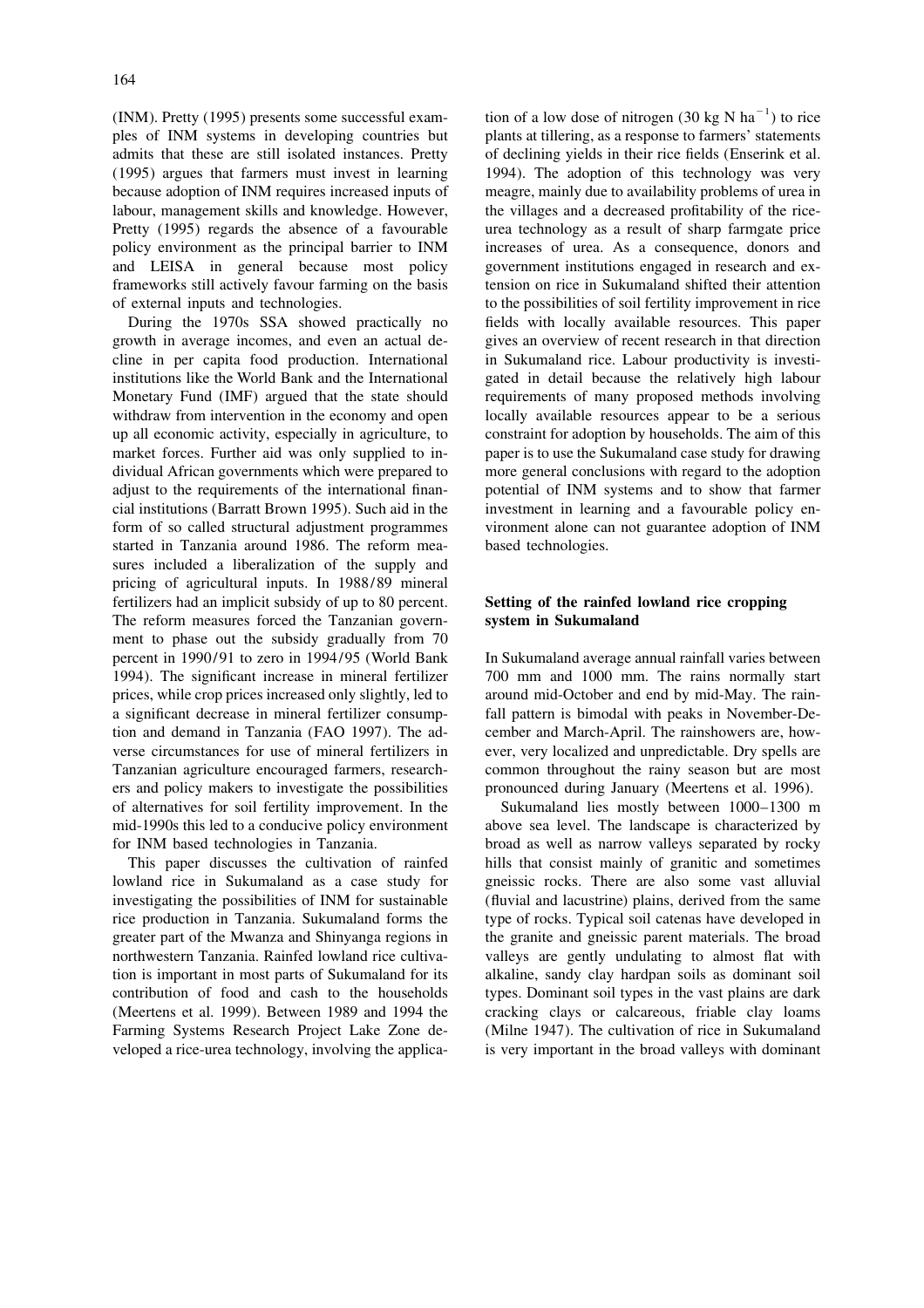(INM). Pretty (1995) presents some successful examples of INM systems in developing countries but admits that these are still isolated instances. Pretty (1995) argues that farmers must invest in learning because adoption of INM requires increased inputs of labour, management skills and knowledge. However, Pretty (1995) regards the absence of a favourable policy environment as the principal barrier to INM and LEISA in general because most policy frameworks still actively favour farming on the basis of external inputs and technologies.

During the 1970s SSA showed practically no growth in average incomes, and even an actual decline in per capita food production. International institutions like the World Bank and the International Monetary Fund (IMF) argued that the state should withdraw from intervention in the economy and open up all economic activity, especially in agriculture, to market forces. Further aid was only supplied to individual African governments which were prepared to adjust to the requirements of the international financial institutions (Barratt Brown 1995). Such aid in the form of so called structural adjustment programmes started in Tanzania around 1986. The reform measures included a liberalization of the supply and pricing of agricultural inputs. In 1988/89 mineral fertilizers had an implicit subsidy of up to 80 percent. The reform measures forced the Tanzanian government to phase out the subsidy gradually from 70 percent in 1990/91 to zero in 1994/95 (World Bank 1994). The significant increase in mineral fertilizer prices, while crop prices increased only slightly, led to a significant decrease in mineral fertilizer consumption and demand in Tanzania (FAO 1997). The adverse circumstances for use of mineral fertilizers in Tanzanian agriculture encouraged farmers, researchers and policy makers to investigate the possibilities of alternatives for soil fertility improvement. In the mid-1990s this led to a conducive policy environment for INM based technologies in Tanzania.

This paper discusses the cultivation of rainfed lowland rice in Sukumaland as a case study for investigating the possibilities of INM for sustainable rice production in Tanzania. Sukumaland forms the greater part of the Mwanza and Shinyanga regions in northwestern Tanzania. Rainfed lowland rice cultivation is important in most parts of Sukumaland for its contribution of food and cash to the households (Meertens et al. 1999). Between 1989 and 1994 the Farming Systems Research Project Lake Zone developed a rice-urea technology, involving the application of a low dose of nitrogen (30 kg N $ha^{-1}$) to rice plants at tillering, as a response to farmers' statements of declining yields in their rice fields (Enserink et al. 1994). The adoption of this technology was very meagre, mainly due to availability problems of urea in the villages and a decreased profitability of the rice-urea technology as a result of sharp farmgate price increases of urea. As a consequence, donors and government institutions engaged in research and extension on rice in Sukumaland shifted their attention to the possibilities of soil fertility improvement in rice fields with locally available resources. This paper gives an overview of recent research in that direction in Sukumaland rice. Labour productivity is investigated in detail because the relatively high labour requirements of many proposed methods involving locally available resources appear to be a serious constraint for adoption by households. The aim of this paper is to use the Sukumaland case study for drawing more general conclusions with regard to the adoption potential of INM systems and to show that farmer investment in learning and a favourable policy environment alone can not guarantee adoption of INM based technologies.

## Setting of the rainfed lowland rice cropping system in Sukumaland

In Sukumaland average annual rainfall varies between 700 mm and 1000 mm. The rains normally start around mid-October and end by mid-May. The rainfall pattern is bimodal with peaks in November-December and March-April. The rainshowers are, however, very localized and unpredictable. Dry spells are common throughout the rainy season but are most pronounced during January (Meertens et al. 1996).

Sukumaland lies mostly between 1000–1300 m above sea level. The landscape is characterized by broad as well as narrow valleys separated by rocky hills that consist mainly of granitic and sometimes gneissic rocks. There are also some vast alluvial (fluvial and lacustrine) plains, derived from the same type of rocks. Typical soil catenas have developed in the granite and gneissic parent materials. The broad valleys are gently undulating to almost flat with alkaline, sandy clay hardpan soils as dominant soil types. Dominant soil types in the vast plains are dark cracking clays or calcareous, friable clay loams (Milne 1947). The cultivation of rice in Sukumaland is very important in the broad valleys with dominant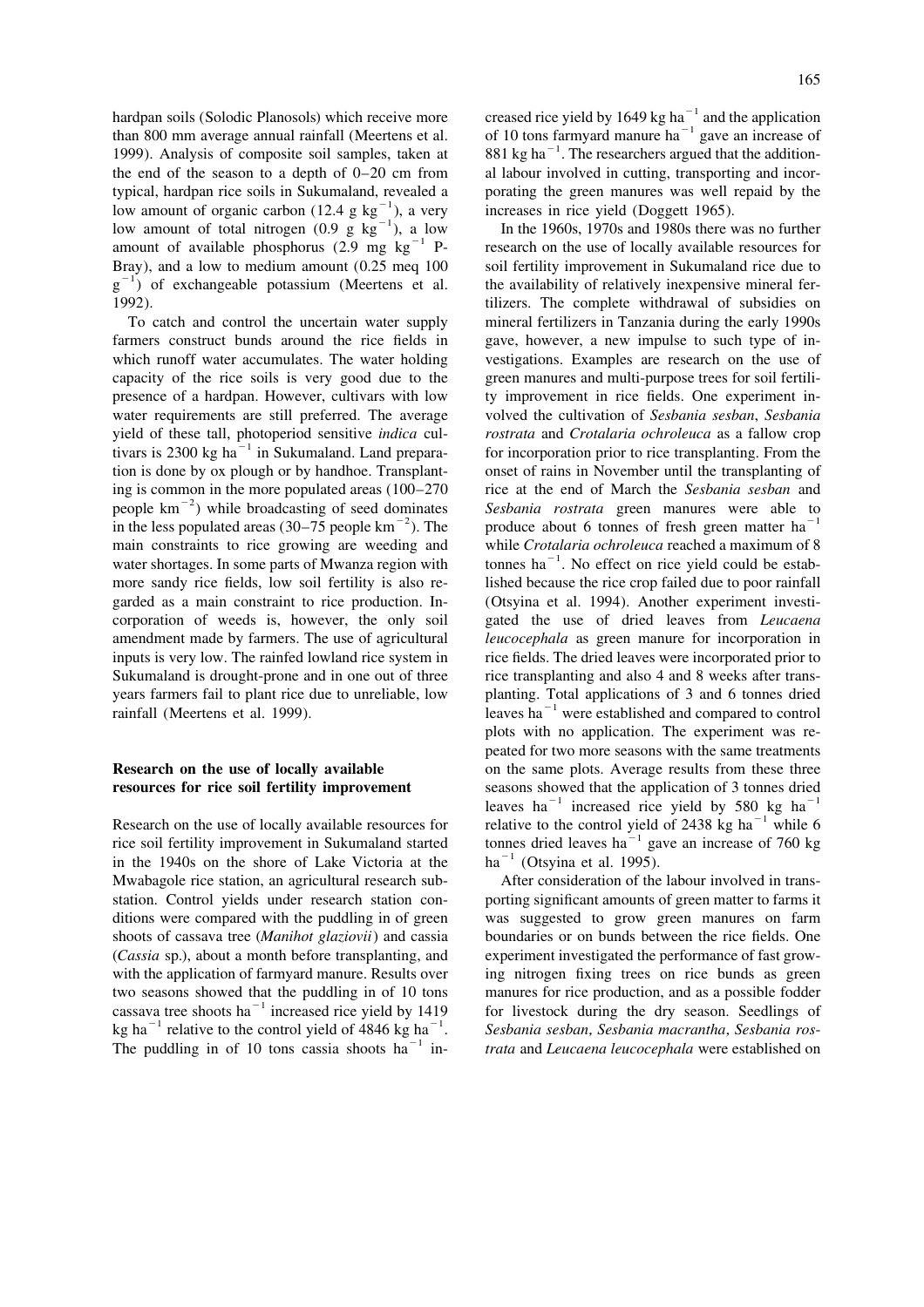hardpan soils (Solodic Planosols) which receive more than 800 mm average annual rainfall (Meertens et al. 1999). Analysis of composite soil samples, taken at the end of the season to a depth of 0–20 cm from typical, hardpan rice soils in Sukumaland, revealed a low amount of organic carbon (12.4 g $kg^{-1}$), a very low amount of total nitrogen (0.9 g $kg^{-1}$), a low amount of available phosphorus (2.9 mg $kg^{-1}$ P-Bray), and a low to medium amount (0.25 meq 100 $g^{-1}$) of exchangeable potassium (Meertens et al. 1992).

To catch and control the uncertain water supply farmers construct bunds around the rice fields in which runoff water accumulates. The water holding capacity of the rice soils is very good due to the presence of a hardpan. However, cultivars with low water requirements are still preferred. The average yield of these tall, photoperiod sensitive *indica* cultivars is 2300 kg $ha^{-1}$ in Sukumaland. Land preparation is done by ox plough or by handhoe. Transplanting is common in the more populated areas (100–270 people $km^{-2}$) while broadcasting of seed dominates in the less populated areas (30–75 people $km^{-2}$). The main constraints to rice growing are weeding and water shortages. In some parts of Mwanza region with more sandy rice fields, low soil fertility is also regarded as a main constraint to rice production. Incorporation of weeds is, however, the only soil amendment made by farmers. The use of agricultural inputs is very low. The rainfed lowland rice system in Sukumaland is drought-prone and in one out of three years farmers fail to plant rice due to unreliable, low rainfall (Meertens et al. 1999).

## Research on the use of locally available resources for rice soil fertility improvement

Research on the use of locally available resources for rice soil fertility improvement in Sukumaland started in the 1940s on the shore of Lake Victoria at the Mwabagole rice station, an agricultural research substation. Control yields under research station conditions were compared with the puddling in of green shoots of cassava tree (*Manihot glaziovii*) and cassia (*Cassia* sp.), about a month before transplanting, and with the application of farmyard manure. Results over two seasons showed that the puddling in of 10 tons cassava tree shoots $ha^{-1}$ increased rice yield by 1419 kg $ha^{-1}$ relative to the control yield of 4846 kg $ha^{-1}$. The puddling in of 10 tons cassia shoots $ha^{-1}$ increased rice yield by 1649 kg $ha^{-1}$ and the application of 10 tons farmyard manure $ha^{-1}$ gave an increase of 881 kg $ha^{-1}$. The researchers argued that the additional labour involved in cutting, transporting and incorporating the green manures was well repaid by the increases in rice yield (Doggett 1965).

In the 1960s, 1970s and 1980s there was no further research on the use of locally available resources for soil fertility improvement in Sukumaland rice due to the availability of relatively inexpensive mineral fertilizers. The complete withdrawal of subsidies on mineral fertilizers in Tanzania during the early 1990s gave, however, a new impulse to such type of investigations. Examples are research on the use of green manures and multi-purpose trees for soil fertility improvement in rice fields. One experiment involved the cultivation of *Sesbania sesban*, *Sesbania rostrata* and *Crotalaria ochroleuca* as a fallow crop for incorporation prior to rice transplanting. From the onset of rains in November until the transplanting of rice at the end of March the *Sesbania sesban* and *Sesbania rostrata* green manures were able to produce about 6 tonnes of fresh green matter $ha^{-1}$ while *Crotalaria ochroleuca* reached a maximum of 8 tonnes $ha^{-1}$. No effect on rice yield could be established because the rice crop failed due to poor rainfall (Otsyina et al. 1994). Another experiment investigated the use of dried leaves from *Leucaena leucocephala* as green manure for incorporation in rice fields. The dried leaves were incorporated prior to rice transplanting and also 4 and 8 weeks after transplanting. Total applications of 3 and 6 tonnes dried leaves $ha^{-1}$ were established and compared to control plots with no application. The experiment was repeated for two more seasons with the same treatments on the same plots. Average results from these three seasons showed that the application of 3 tonnes dried leaves $ha^{-1}$ increased rice yield by 580 kg $ha^{-1}$ relative to the control yield of 2438 kg $ha^{-1}$ while 6 tonnes dried leaves $ha^{-1}$ gave an increase of 760 kg $ha^{-1}$ (Otsyina et al. 1995).

After consideration of the labour involved in transporting significant amounts of green matter to farms it was suggested to grow green manures on farm boundaries or on bunds between the rice fields. One experiment investigated the performance of fast growing nitrogen fixing trees on rice bunds as green manures for rice production, and as a possible fodder for livestock during the dry season. Seedlings of *Sesbania sesban*, *Sesbania macrantha*, *Sesbania rostrata* and *Leucaena leucocephala* were established on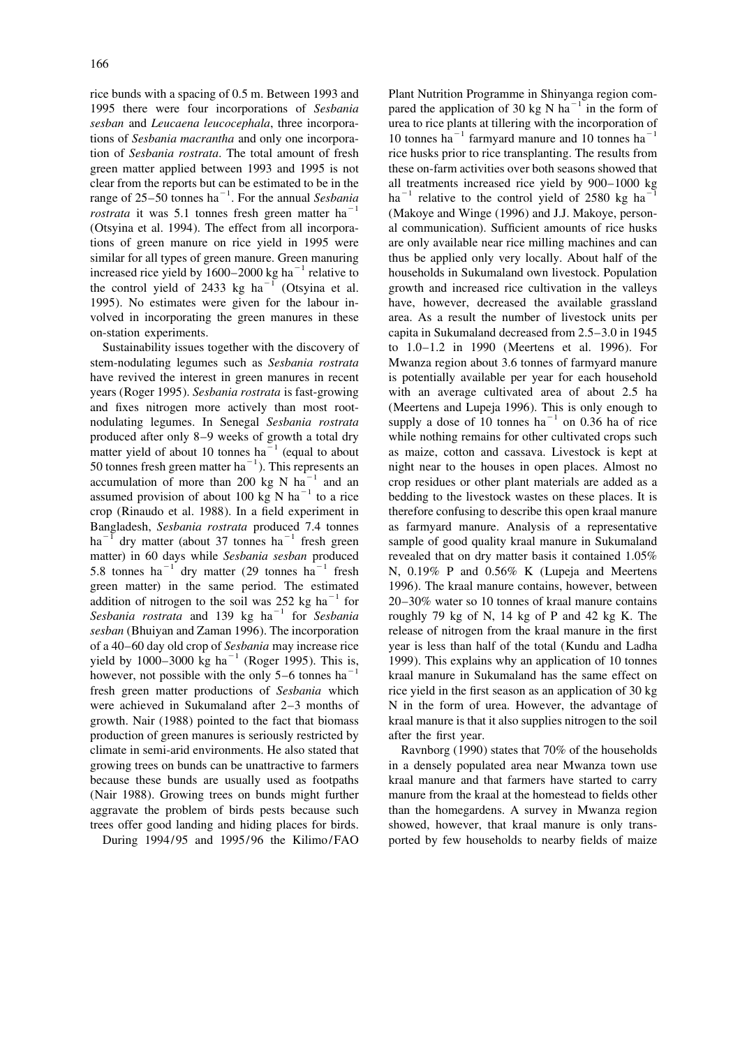rice bunds with a spacing of 0.5 m. Between 1993 and 1995 there were four incorporations of *Sesbania sesban* and *Leucaena leucocephala*, three incorporations of *Sesbania macrantha* and only one incorporation of *Sesbania rostrata*. The total amount of fresh green matter applied between 1993 and 1995 is not clear from the reports but can be estimated to be in the range of 25–50 tonnes $ha^{-1}$. For the annual *Sesbania rostrata* it was 5.1 tonnes fresh green matter $ha^{-1}$ (Otsyina et al. 1994). The effect from all incorporations of green manure on rice yield in 1995 were similar for all types of green manure. Green manuring increased rice yield by 1600–2000 kg $ha^{-1}$ relative to the control yield of 2433 kg $ha^{-1}$ (Otsyina et al. 1995). No estimates were given for the labour involved in incorporating the green manures in these on-station experiments.

Sustainability issues together with the discovery of stem-nodulating legumes such as *Sesbania rostrata* have revived the interest in green manures in recent years (Roger 1995). *Sesbania rostrata* is fast-growing and fixes nitrogen more actively than most root-nodulating legumes. In Senegal *Sesbania rostrata* produced after only 8–9 weeks of growth a total dry matter yield of about 10 tonnes $ha^{-1}$ (equal to about 50 tonnes fresh green matter $ha^{-1}$). This represents an accumulation of more than 200 kg N $ha^{-1}$ and an assumed provision of about 100 kg N $ha^{-1}$ to a rice crop (Rinaudo et al. 1988). In a field experiment in Bangladesh, *Sesbania rostrata* produced 7.4 tonnes $ha^{-1}$ dry matter (about 37 tonnes $ha^{-1}$ fresh green matter) in 60 days while *Sesbania sesban* produced 5.8 tonnes $ha^{-1}$ dry matter (29 tonnes $ha^{-1}$ fresh green matter) in the same period. The estimated addition of nitrogen to the soil was 252 kg $ha^{-1}$ for *Sesbania rostrata* and 139 kg $ha^{-1}$ for *Sesbania sesban* (Bhuiyan and Zaman 1996). The incorporation of a 40–60 day old crop of *Sesbania* may increase rice yield by 1000–3000 kg $ha^{-1}$ (Roger 1995). This is, however, not possible with the only 5–6 tonnes $ha^{-1}$ fresh green matter productions of *Sesbania* which were achieved in Sukumaland after 2–3 months of growth. Nair (1988) pointed to the fact that biomass production of green manures is seriously restricted by climate in semi-arid environments. He also stated that growing trees on bunds can be unattractive to farmers because these bunds are usually used as footpaths (Nair 1988). Growing trees on bunds might further aggravate the problem of birds pests because such trees offer good landing and hiding places for birds.

During 1994/95 and 1995/96 the Kilimo/FAO Plant Nutrition Programme in Shinyanga region compared the application of 30 kg N $ha^{-1}$ in the form of urea to rice plants at tillering with the incorporation of 10 tonnes $ha^{-1}$ farmyard manure and 10 tonnes $ha^{-1}$ rice husks prior to rice transplanting. The results from these on-farm activities over both seasons showed that all treatments increased rice yield by 900–1000 kg $ha^{-1}$ relative to the control yield of 2580 kg $ha^{-1}$ (Makoye and Winge (1996) and J.J. Makoye, personal communication). Sufficient amounts of rice husks are only available near rice milling machines and can thus be applied only very locally. About half of the households in Sukumaland own livestock. Population growth and increased rice cultivation in the valleys have, however, decreased the available grassland area. As a result the number of livestock units per capita in Sukumaland decreased from 2.5–3.0 in 1945 to 1.0–1.2 in 1990 (Meertens et al. 1996). For Mwanza region about 3.6 tonnes of farmyard manure is potentially available per year for each household with an average cultivated area of about 2.5 ha (Meertens and Lupeja 1996). This is only enough to supply a dose of 10 tonnes $ha^{-1}$ on 0.36 ha of rice while nothing remains for other cultivated crops such as maize, cotton and cassava. Livestock is kept at night near to the houses in open places. Almost no crop residues or other plant materials are added as a bedding to the livestock wastes on these places. It is therefore confusing to describe this open kraal manure as farmyard manure. Analysis of a representative sample of good quality kraal manure in Sukumaland revealed that on dry matter basis it contained 1.05% N, 0.19% P and 0.56% K (Lupeja and Meertens 1996). The kraal manure contains, however, between 20–30% water so 10 tonnes of kraal manure contains roughly 79 kg of N, 14 kg of P and 42 kg K. The release of nitrogen from the kraal manure in the first year is less than half of the total (Kundu and Ladha 1999). This explains why an application of 10 tonnes kraal manure in Sukumaland has the same effect on rice yield in the first season as an application of 30 kg N in the form of urea. However, the advantage of kraal manure is that it also supplies nitrogen to the soil after the first year.

Ravnborg (1990) states that 70% of the households in a densely populated area near Mwanza town use kraal manure and that farmers have started to carry manure from the kraal at the homestead to fields other than the homegardens. A survey in Mwanza region showed, however, that kraal manure is only transported by few households to nearby fields of maize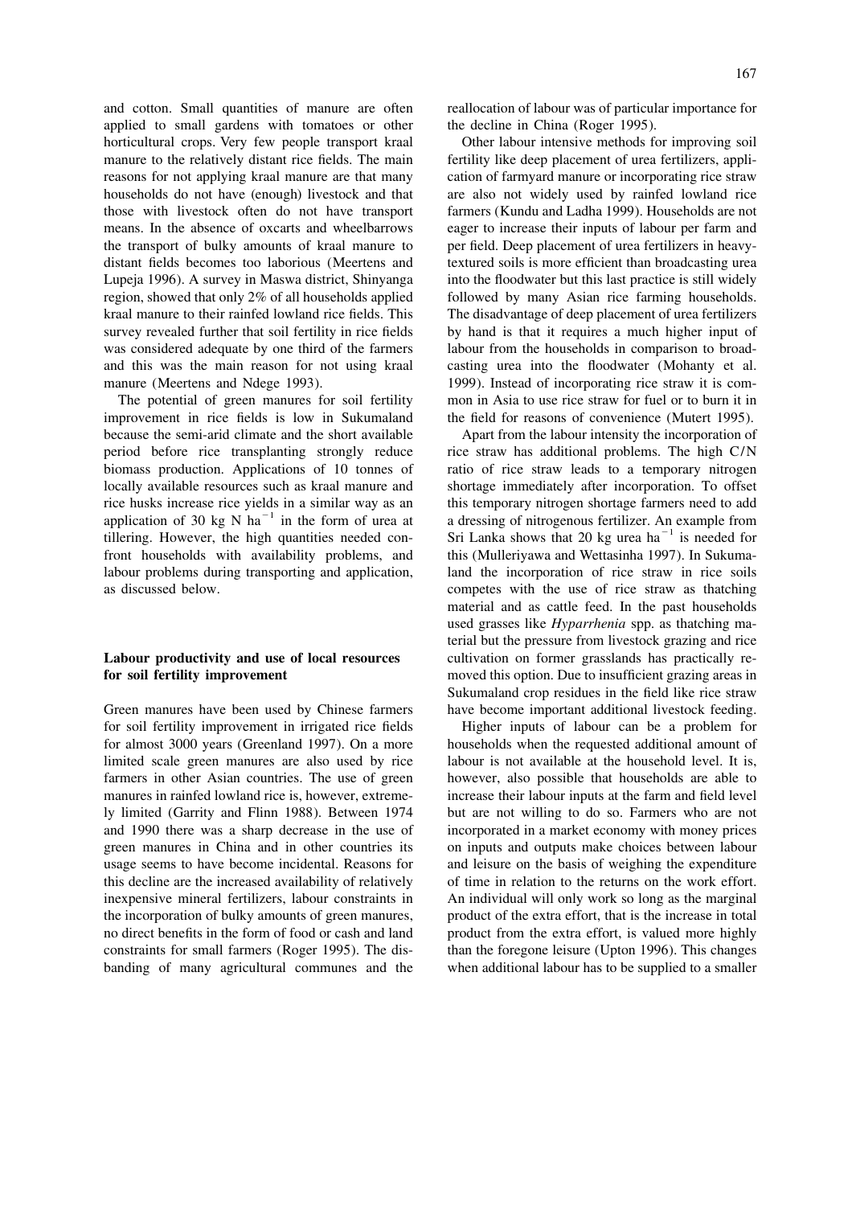and cotton. Small quantities of manure are often applied to small gardens with tomatoes or other horticultural crops. Very few people transport kraal manure to the relatively distant rice fields. The main reasons for not applying kraal manure are that many households do not have (enough) livestock and that those with livestock often do not have transport means. In the absence of oxcarts and wheelbarrows the transport of bulky amounts of kraal manure to distant fields becomes too laborious (Meertens and Lupeja 1996). A survey in Maswa district, Shinyanga region, showed that only 2% of all households applied kraal manure to their rainfed lowland rice fields. This survey revealed further that soil fertility in rice fields was considered adequate by one third of the farmers and this was the main reason for not using kraal manure (Meertens and Ndege 1993).

The potential of green manures for soil fertility improvement in rice fields is low in Sukumaland because the semi-arid climate and the short available period before rice transplanting strongly reduce biomass production. Applications of 10 tonnes of locally available resources such as kraal manure and rice husks increase rice yields in a similar way as an application of 30 kg N $ha^{-1}$ in the form of urea at tillering. However, the high quantities needed confront households with availability problems, and labour problems during transporting and application, as discussed below.

## Labour productivity and use of local resources for soil fertility improvement

Green manures have been used by Chinese farmers for soil fertility improvement in irrigated rice fields for almost 3000 years (Greenland 1997). On a more limited scale green manures are also used by rice farmers in other Asian countries. The use of green manures in rainfed lowland rice is, however, extremely limited (Garrity and Flinn 1988). Between 1974 and 1990 there was a sharp decrease in the use of green manures in China and in other countries its usage seems to have become incidental. Reasons for this decline are the increased availability of relatively inexpensive mineral fertilizers, labour constraints in the incorporation of bulky amounts of green manures, no direct benefits in the form of food or cash and land constraints for small farmers (Roger 1995). The disbanding of many agricultural communes and the reallocation of labour was of particular importance for the decline in China (Roger 1995).

Other labour intensive methods for improving soil fertility like deep placement of urea fertilizers, application of farmyard manure or incorporating rice straw are also not widely used by rainfed lowland rice farmers (Kundu and Ladha 1999). Households are not eager to increase their inputs of labour per farm and per field. Deep placement of urea fertilizers in heavy-textured soils is more efficient than broadcasting urea into the floodwater but this last practice is still widely followed by many Asian rice farming households. The disadvantage of deep placement of urea fertilizers by hand is that it requires a much higher input of labour from the households in comparison to broadcasting urea into the floodwater (Mohanty et al. 1999). Instead of incorporating rice straw it is common in Asia to use rice straw for fuel or to burn it in the field for reasons of convenience (Mutert 1995).

Apart from the labour intensity the incorporation of rice straw has additional problems. The high C/N ratio of rice straw leads to a temporary nitrogen shortage immediately after incorporation. To offset this temporary nitrogen shortage farmers need to add a dressing of nitrogenous fertilizer. An example from Sri Lanka shows that 20 kg urea $ha^{-1}$ is needed for this (Mulleriyawa and Wettasinha 1997). In Sukumaland the incorporation of rice straw in rice soils competes with the use of rice straw as thatching material and as cattle feed. In the past households used grasses like *Hyparrhenia* spp. as thatching material but the pressure from livestock grazing and rice cultivation on former grasslands has practically removed this option. Due to insufficient grazing areas in Sukumaland crop residues in the field like rice straw have become important additional livestock feeding.

Higher inputs of labour can be a problem for households when the requested additional amount of labour is not available at the household level. It is, however, also possible that households are able to increase their labour inputs at the farm and field level but are not willing to do so. Farmers who are not incorporated in a market economy with money prices on inputs and outputs make choices between labour and leisure on the basis of weighing the expenditure of time in relation to the returns on the work effort. An individual will only work so long as the marginal product of the extra effort, that is the increase in total product from the extra effort, is valued more highly than the foregone leisure (Upton 1996). This changes when additional labour has to be supplied to a smaller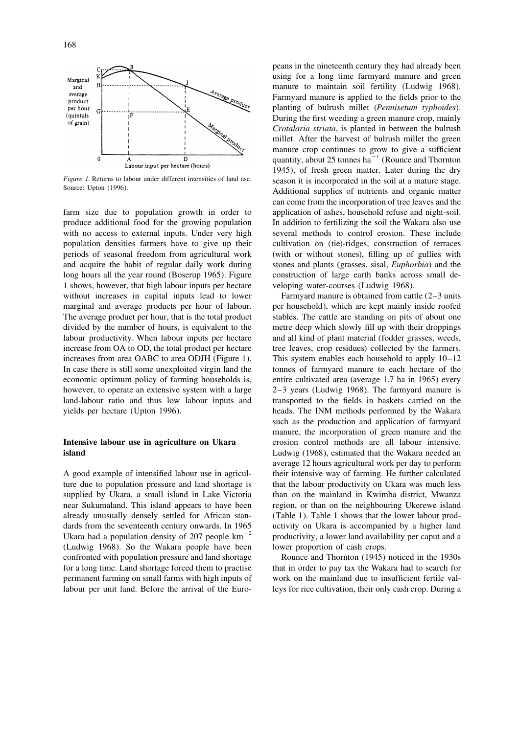Marginal and average product per hour (quintals of grain)

C

K

B

H

J

Average product

G

F

E

Marginal product

0

A

D

Labour input per hectare (hours)

*Figure 1*. Returns to labour under different intensities of land use. Source: Upton (1996).

farm size due to population growth in order to produce additional food for the growing population with no access to external inputs. Under very high population densities farmers have to give up their periods of seasonal freedom from agricultural work and acquire the habit of regular daily work during long hours all the year round (Boserup 1965). Figure 1 shows, however, that high labour inputs per hectare without increases in capital inputs lead to lower marginal and average products per hour of labour. The average product per hour, that is the total product divided by the number of hours, is equivalent to the labour productivity. When labour inputs per hectare increase from OA to OD, the total product per hectare increases from area OABC to area ODJH (Figure 1). In case there is still some unexploited virgin land the economic optimum policy of farming households is, however, to operate an extensive system with a large land-labour ratio and thus low labour inputs and yields per hectare (Upton 1996).

## Intensive labour use in agriculture on Ukara island

A good example of intensified labour use in agriculture due to population pressure and land shortage is supplied by Ukara, a small island in Lake Victoria near Sukumaland. This island appears to have been already unusually densely settled for African standards from the seventeenth century onwards. In 1965 Ukara had a population density of 207 people km$^{-2}$ (Ludwig 1968). So the Wakara people have been confronted with population pressure and land shortage for a long time. Land shortage forced them to practise permanent farming on small farms with high inputs of labour per unit land. Before the arrival of the Europeans in the nineteenth century they had already been using for a long time farmyard manure and green manure to maintain soil fertility (Ludwig 1968). Farmyard manure is applied to the fields prior to the planting of bulrush millet (*Pennisetum typhoides*). During the first weeding a green manure crop, mainly *Crotalaria striata*, is planted in between the bulrush millet. After the harvest of bulrush millet the green manure crop continues to grow to give a sufficient quantity, about 25 tonnes ha$^{-1}$ (Rounce and Thornton 1945), of fresh green matter. Later during the dry season it is incorporated in the soil at a mature stage. Additional supplies of nutrients and organic matter can come from the incorporation of tree leaves and the application of ashes, household refuse and night-soil. In addition to fertilizing the soil the Wakara also use several methods to control erosion. These include cultivation on (tie)-ridges, construction of terraces (with or without stones), filling up of gullies with stones and plants (grasses, sisal, *Euphorbia*) and the construction of large earth banks across small developing water-courses (Ludwig 1968).

Farmyard manure is obtained from cattle (2–3 units per household), which are kept mainly inside roofed stables. The cattle are standing on pits of about one metre deep which slowly fill up with their droppings and all kind of plant material (fodder grasses, weeds, tree leaves, crop residues) collected by the farmers. This system enables each household to apply 10–12 tonnes of farmyard manure to each hectare of the entire cultivated area (average 1.7 ha in 1965) every 2–3 years (Ludwig 1968). The farmyard manure is transported to the fields in baskets carried on the heads. The INM methods performed by the Wakara such as the production and application of farmyard manure, the incorporation of green manure and the erosion control methods are all labour intensive. Ludwig (1968), estimated that the Wakara needed an average 12 hours agricultural work per day to perform their intensive way of farming. He further calculated that the labour productivity on Ukara was much less than on the mainland in Kwimba district, Mwanza region, or than on the neighbouring Ukerewe island (Table 1). Table 1 shows that the lower labour productivity on Ukara is accompanied by a higher land productivity, a lower land availability per caput and a lower proportion of cash crops.

Rounce and Thornton (1945) noticed in the 1930s that in order to pay tax the Wakara had to search for work on the mainland due to insufficient fertile valleys for rice cultivation, their only cash crop. During a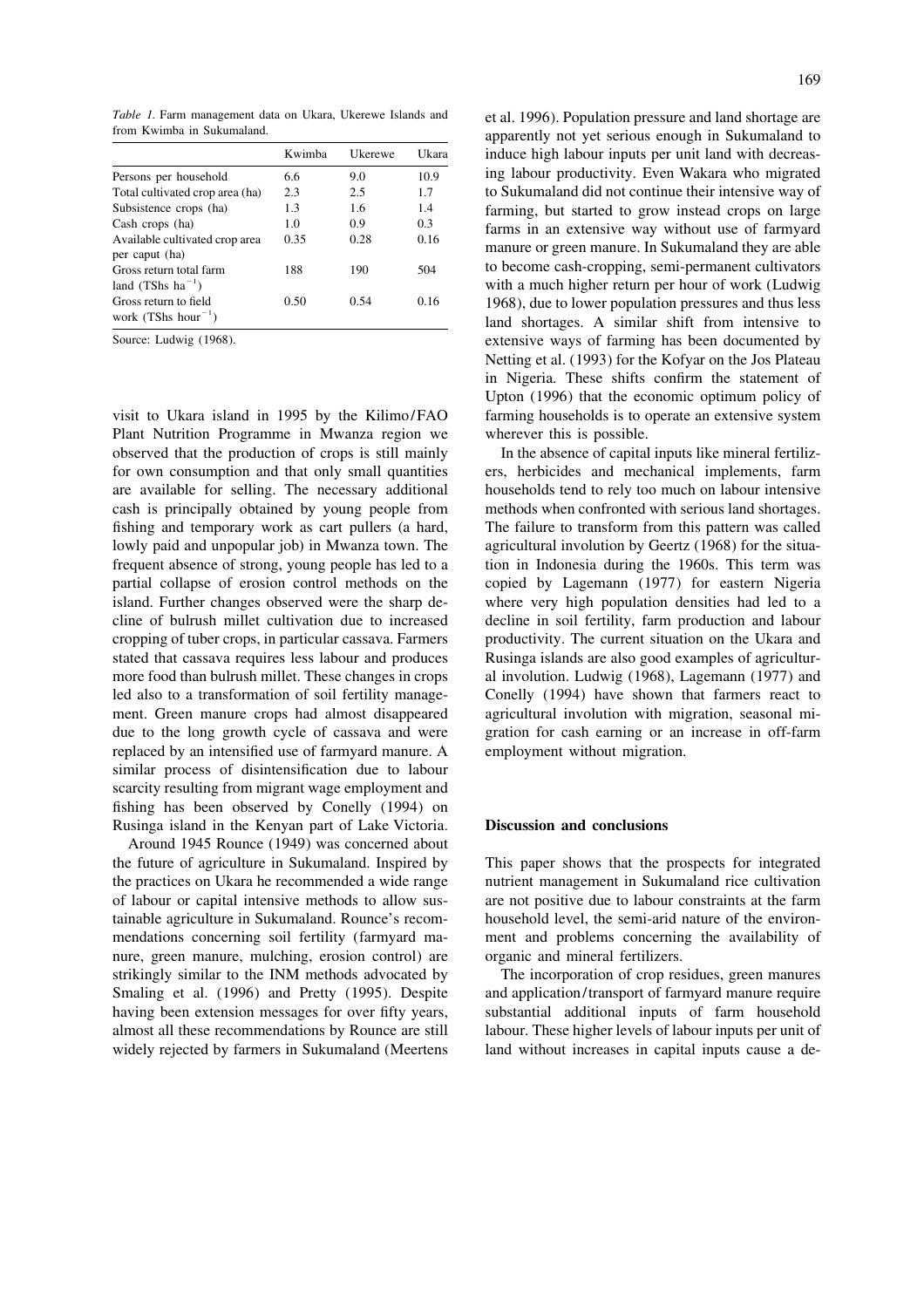*Table 1.* Farm management data on Ukara, Ukerewe Islands and from Kwimba in Sukumaland.

| | Kwimba | Ukerewe | Ukara |
|---|---|---|---|
| Persons per household | 6.6 | 9.0 | 10.9 |
| Total cultivated crop area (ha) | 2.3 | 2.5 | 1.7 |
| Subsistence crops (ha) | 1.3 | 1.6 | 1.4 |
| Cash crops (ha) | 1.0 | 0.9 | 0.3 |
| Available cultivated crop area per caput (ha) | 0.35 | 0.28 | 0.16 |
| Gross return total farm land (TShs $ha^{-1}$) | 188 | 190 | 504 |
| Gross return to field work (TShs $hour^{-1}$) | 0.50 | 0.54 | 0.16 |

Source: Ludwig (1968).

visit to Ukara island in 1995 by the Kilimo/FAO Plant Nutrition Programme in Mwanza region we observed that the production of crops is still mainly for own consumption and that only small quantities are available for selling. The necessary additional cash is principally obtained by young people from fishing and temporary work as cart pullers (a hard, lowly paid and unpopular job) in Mwanza town. The frequent absence of strong, young people has led to a partial collapse of erosion control methods on the island. Further changes observed were the sharp decline of bulrush millet cultivation due to increased cropping of tuber crops, in particular cassava. Farmers stated that cassava requires less labour and produces more food than bulrush millet. These changes in crops led also to a transformation of soil fertility management. Green manure crops had almost disappeared due to the long growth cycle of cassava and were replaced by an intensified use of farmyard manure. A similar process of disintensification due to labour scarcity resulting from migrant wage employment and fishing has been observed by Conelly (1994) on Rusinga island in the Kenyan part of Lake Victoria.

Around 1945 Rounce (1949) was concerned about the future of agriculture in Sukumaland. Inspired by the practices on Ukara he recommended a wide range of labour or capital intensive methods to allow sustainable agriculture in Sukumaland. Rounce's recommendations concerning soil fertility (farmyard manure, green manure, mulching, erosion control) are strikingly similar to the INM methods advocated by Smaling et al. (1996) and Pretty (1995). Despite having been extension messages for over fifty years, almost all these recommendations by Rounce are still widely rejected by farmers in Sukumaland (Meertens et al. 1996). Population pressure and land shortage are apparently not yet serious enough in Sukumaland to induce high labour inputs per unit land with decreasing labour productivity. Even Wakara who migrated to Sukumaland did not continue their intensive way of farming, but started to grow instead crops on large farms in an extensive way without use of farmyard manure or green manure. In Sukumaland they are able to become cash-cropping, semi-permanent cultivators with a much higher return per hour of work (Ludwig 1968), due to lower population pressures and thus less land shortages. A similar shift from intensive to extensive ways of farming has been documented by Netting et al. (1993) for the Kofyar on the Jos Plateau in Nigeria. These shifts confirm the statement of Upton (1996) that the economic optimum policy of farming households is to operate an extensive system wherever this is possible.

In the absence of capital inputs like mineral fertilizers, herbicides and mechanical implements, farm households tend to rely too much on labour intensive methods when confronted with serious land shortages. The failure to transform from this pattern was called agricultural involution by Geertz (1968) for the situation in Indonesia during the 1960s. This term was copied by Lagemann (1977) for eastern Nigeria where very high population densities had led to a decline in soil fertility, farm production and labour productivity. The current situation on the Ukara and Rusinga islands are also good examples of agricultural involution. Ludwig (1968), Lagemann (1977) and Conelly (1994) have shown that farmers react to agricultural involution with migration, seasonal migration for cash earning or an increase in off-farm employment without migration.

## Discussion and conclusions

This paper shows that the prospects for integrated nutrient management in Sukumaland rice cultivation are not positive due to labour constraints at the farm household level, the semi-arid nature of the environment and problems concerning the availability of organic and mineral fertilizers.

The incorporation of crop residues, green manures and application/transport of farmyard manure require substantial additional inputs of farm household labour. These higher levels of labour inputs per unit of land without increases in capital inputs cause a de-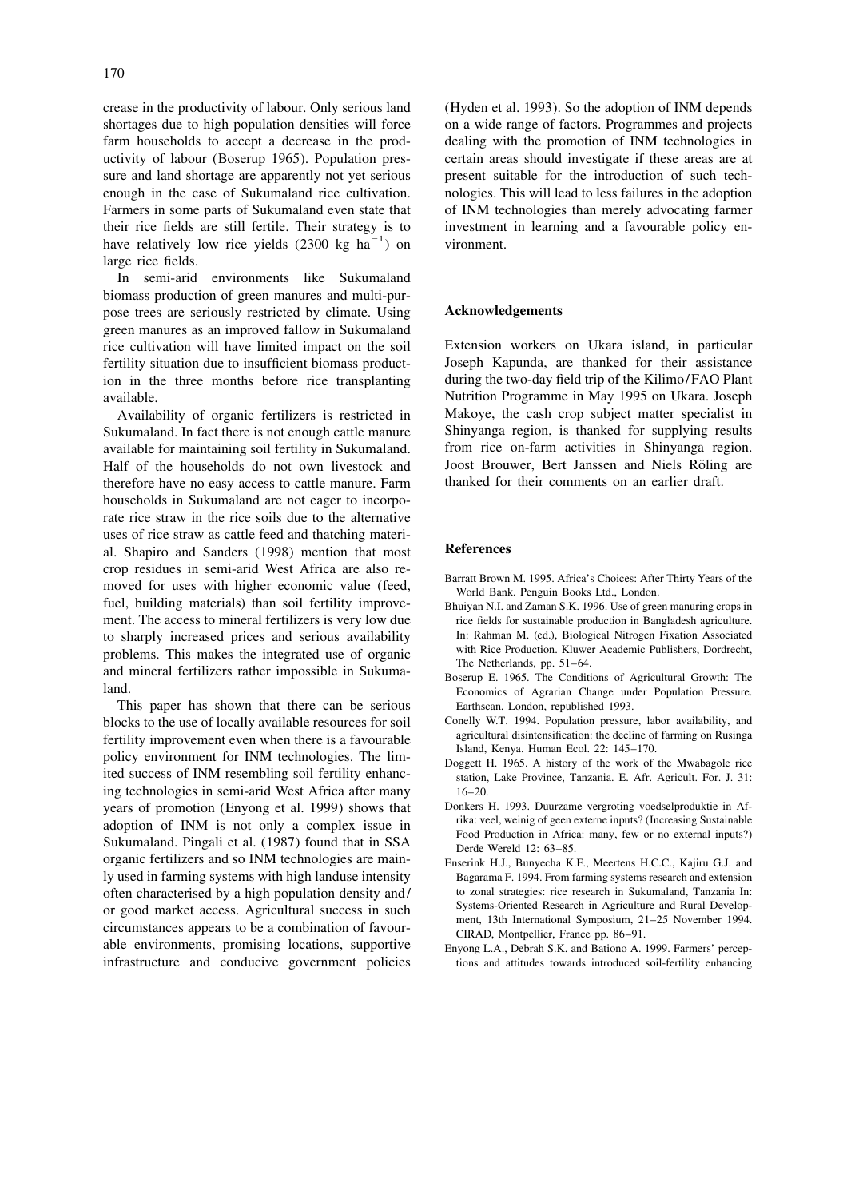crease in the productivity of labour. Only serious land shortages due to high population densities will force farm households to accept a decrease in the productivity of labour (Boserup 1965). Population pressure and land shortage are apparently not yet serious enough in the case of Sukumaland rice cultivation. Farmers in some parts of Sukumaland even state that their rice fields are still fertile. Their strategy is to have relatively low rice yields (2300 kg ha$^{-1}$) on large rice fields.

In semi-arid environments like Sukumaland biomass production of green manures and multi-purpose trees are seriously restricted by climate. Using green manures as an improved fallow in Sukumaland rice cultivation will have limited impact on the soil fertility situation due to insufficient biomass production in the three months before rice transplanting available.

Availability of organic fertilizers is restricted in Sukumaland. In fact there is not enough cattle manure available for maintaining soil fertility in Sukumaland. Half of the households do not own livestock and therefore have no easy access to cattle manure. Farm households in Sukumaland are not eager to incorporate rice straw in the rice soils due to the alternative uses of rice straw as cattle feed and thatching material. Shapiro and Sanders (1998) mention that most crop residues in semi-arid West Africa are also removed for uses with higher economic value (feed, fuel, building materials) than soil fertility improvement. The access to mineral fertilizers is very low due to sharply increased prices and serious availability problems. This makes the integrated use of organic and mineral fertilizers rather impossible in Sukumaland.

This paper has shown that there can be serious blocks to the use of locally available resources for soil fertility improvement even when there is a favourable policy environment for INM technologies. The limited success of INM resembling soil fertility enhancing technologies in semi-arid West Africa after many years of promotion (Enyong et al. 1999) shows that adoption of INM is not only a complex issue in Sukumaland. Pingali et al. (1987) found that in SSA organic fertilizers and so INM technologies are mainly used in farming systems with high landuse intensity often characterised by a high population density and/or good market access. Agricultural success in such circumstances appears to be a combination of favourable environments, promising locations, supportive infrastructure and conducive government policies (Hyden et al. 1993). So the adoption of INM depends on a wide range of factors. Programmes and projects dealing with the promotion of INM technologies in certain areas should investigate if these areas are at present suitable for the introduction of such technologies. This will lead to less failures in the adoption of INM technologies than merely advocating farmer investment in learning and a favourable policy environment.

## Acknowledgements

Extension workers on Ukara island, in particular Joseph Kapunda, are thanked for their assistance during the two-day field trip of the Kilimo/FAO Plant Nutrition Programme in May 1995 on Ukara. Joseph Makoye, the cash crop subject matter specialist in Shinyanga region, is thanked for supplying results from rice on-farm activities in Shinyanga region. Joost Brouwer, Bert Janssen and Niels Röling are thanked for their comments on an earlier draft.

## References

Barratt Brown M. 1995. Africa's Choices: After Thirty Years of the World Bank. Penguin Books Ltd., London.

Bhuiyan N.I. and Zaman S.K. 1996. Use of green manuring crops in rice fields for sustainable production in Bangladesh agriculture. In: Rahman M. (ed.), Biological Nitrogen Fixation Associated with Rice Production. Kluwer Academic Publishers, Dordrecht, The Netherlands, pp. 51–64.

Boserup E. 1965. The Conditions of Agricultural Growth: The Economics of Agrarian Change under Population Pressure. Earthscan, London, republished 1993.

Conelly W.T. 1994. Population pressure, labor availability, and agricultural disintensification: the decline of farming on Rusinga Island, Kenya. Human Ecol. 22: 145–170.

Doggett H. 1965. A history of the work of the Mwabagole rice station, Lake Province, Tanzania. E. Afr. Agricult. For. J. 31: 16–20.

Donkers H. 1993. Duurzame vergroting voedselproduktie in Afrika: veel, weinig of geen externe inputs? (Increasing Sustainable Food Production in Africa: many, few or no external inputs?) Derde Wereld 12: 63–85.

Enserink H.J., Bunyecha K.F., Meertens H.C.C., Kajiru G.J. and Bagarama F. 1994. From farming systems research and extension to zonal strategies: rice research in Sukumaland, Tanzania In: Systems-Oriented Research in Agriculture and Rural Development, 13th International Symposium, 21–25 November 1994. CIRAD, Montpellier, France pp. 86–91.

Enyong L.A., Debrah S.K. and Bationo A. 1999. Farmers' perceptions and attitudes towards introduced soil-fertility enhancing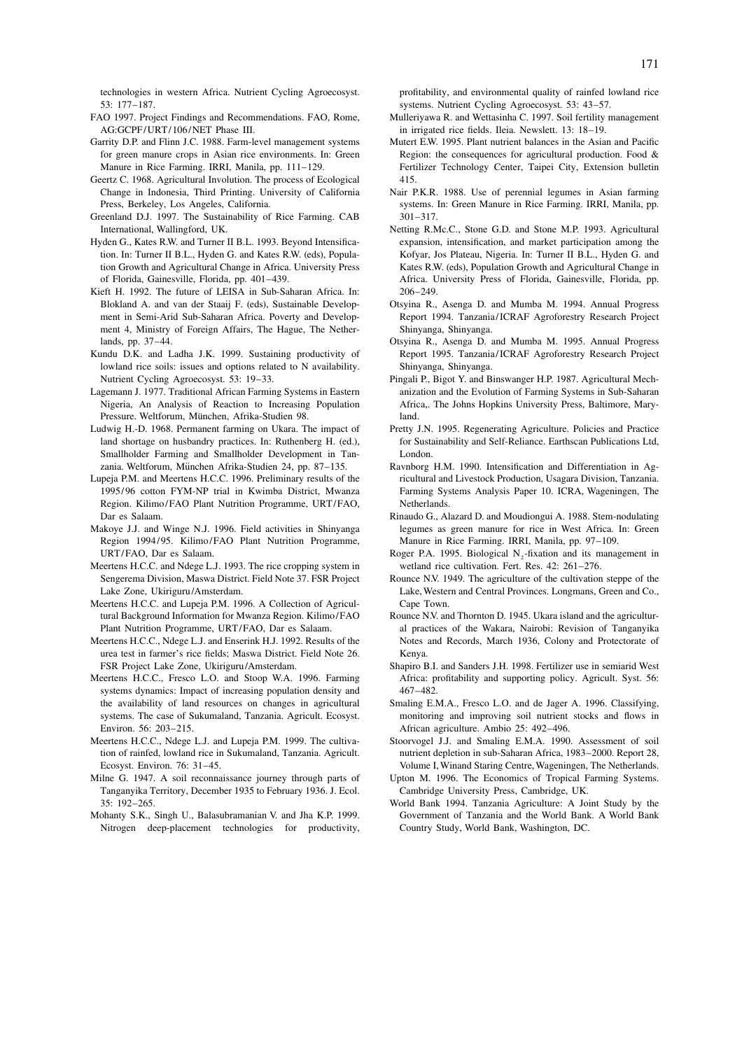technologies in western Africa. Nutrient Cycling Agroecosyst. 53: 177–187.

FAO 1997. Project Findings and Recommendations. FAO, Rome, AG:GCPF/URT/106/NET Phase III.

Garrity D.P. and Flinn J.C. 1988. Farm-level management systems for green manure crops in Asian rice environments. In: Green Manure in Rice Farming. IRRI, Manila, pp. 111–129.

Geertz C. 1968. Agricultural Involution. The process of Ecological Change in Indonesia, Third Printing. University of California Press, Berkeley, Los Angeles, California.

Greenland D.J. 1997. The Sustainability of Rice Farming. CAB International, Wallingford, UK.

Hyden G., Kates R.W. and Turner II B.L. 1993. Beyond Intensification. In: Turner II B.L., Hyden G. and Kates R.W. (eds), Population Growth and Agricultural Change in Africa. University Press of Florida, Gainesville, Florida, pp. 401–439.

Kieft H. 1992. The future of LEISA in Sub-Saharan Africa. In: Blokland A. and van der Staaij F. (eds), Sustainable Development in Semi-Arid Sub-Saharan Africa. Poverty and Development 4, Ministry of Foreign Affairs, The Hague, The Netherlands, pp. 37–44.

Kundu D.K. and Ladha J.K. 1999. Sustaining productivity of lowland rice soils: issues and options related to N availability. Nutrient Cycling Agroecosyst. 53: 19–33.

Lagemann J. 1977. Traditional African Farming Systems in Eastern Nigeria, An Analysis of Reaction to Increasing Population Pressure. Weltforum, München, Afrika-Studien 98.

Ludwig H.-D. 1968. Permanent farming on Ukara. The impact of land shortage on husbandry practices. In: Ruthenberg H. (ed.), Smallholder Farming and Smallholder Development in Tanzania. Weltforum, München Afrika-Studien 24, pp. 87–135.

Lupeja P.M. and Meertens H.C.C. 1996. Preliminary results of the 1995/96 cotton FYM-NP trial in Kwimba District, Mwanza Region. Kilimo/FAO Plant Nutrition Programme, URT/FAO, Dar es Salaam.

Makoye J.J. and Winge N.J. 1996. Field activities in Shinyanga Region 1994/95. Kilimo/FAO Plant Nutrition Programme, URT/FAO, Dar es Salaam.

Meertens H.C.C. and Ndege L.J. 1993. The rice cropping system in Sengerema Division, Maswa District. Field Note 37. FSR Project Lake Zone, Ukiriguru/Amsterdam.

Meertens H.C.C. and Lupeja P.M. 1996. A Collection of Agricultural Background Information for Mwanza Region. Kilimo/FAO Plant Nutrition Programme, URT/FAO, Dar es Salaam.

Meertens H.C.C., Ndege L.J. and Enserink H.J. 1992. Results of the urea test in farmer's rice fields; Maswa District. Field Note 26. FSR Project Lake Zone, Ukiriguru/Amsterdam.

Meertens H.C.C., Fresco L.O. and Stoop W.A. 1996. Farming systems dynamics: Impact of increasing population density and the availability of land resources on changes in agricultural systems. The case of Sukumaland, Tanzania. Agricult. Ecosyst. Environ. 56: 203–215.

Meertens H.C.C., Ndege L.J. and Lupeja P.M. 1999. The cultivation of rainfed, lowland rice in Sukumaland, Tanzania. Agricult. Ecosyst. Environ. 76: 31–45.

Milne G. 1947. A soil reconnaissance journey through parts of Tanganyika Territory, December 1935 to February 1936. J. Ecol. 35: 192–265.

Mohanty S.K., Singh U., Balasubramanian V. and Jha K.P. 1999. Nitrogen deep-placement technologies for productivity, profitability, and environmental quality of rainfed lowland rice systems. Nutrient Cycling Agroecosyst. 53: 43–57.

Mulleriyawa R. and Wettasinha C. 1997. Soil fertility management in irrigated rice fields. Ileia. Newslett. 13: 18–19.

Mutert E.W. 1995. Plant nutrient balances in the Asian and Pacific Region: the consequences for agricultural production. Food & Fertilizer Technology Center, Taipei City, Extension bulletin 415.

Nair P.K.R. 1988. Use of perennial legumes in Asian farming systems. In: Green Manure in Rice Farming. IRRI, Manila, pp. 301–317.

Netting R.Mc.C., Stone G.D. and Stone M.P. 1993. Agricultural expansion, intensification, and market participation among the Kofyar, Jos Plateau, Nigeria. In: Turner II B.L., Hyden G. and Kates R.W. (eds), Population Growth and Agricultural Change in Africa. University Press of Florida, Gainesville, Florida, pp. 206–249.

Otsyina R., Asenga D. and Mumba M. 1994. Annual Progress Report 1994. Tanzania/ICRAF Agroforestry Research Project Shinyanga, Shinyanga.

Otsyina R., Asenga D. and Mumba M. 1995. Annual Progress Report 1995. Tanzania/ICRAF Agroforestry Research Project Shinyanga, Shinyanga.

Pingali P., Bigot Y. and Binswanger H.P. 1987. Agricultural Mechanization and the Evolution of Farming Systems in Sub-Saharan Africa,. The Johns Hopkins University Press, Baltimore, Maryland.

Pretty J.N. 1995. Regenerating Agriculture. Policies and Practice for Sustainability and Self-Reliance. Earthscan Publications Ltd, London.

Ravnborg H.M. 1990. Intensification and Differentiation in Agricultural and Livestock Production, Usagara Division, Tanzania. Farming Systems Analysis Paper 10. ICRA, Wageningen, The Netherlands.

Rinaudo G., Alazard D. and Moudiongui A. 1988. Stem-nodulating legumes as green manure for rice in West Africa. In: Green Manure in Rice Farming. IRRI, Manila, pp. 97–109.

Roger P.A. 1995. Biological $N_2$-fixation and its management in wetland rice cultivation. Fert. Res. 42: 261–276.

Rounce N.V. 1949. The agriculture of the cultivation steppe of the Lake, Western and Central Provinces. Longmans, Green and Co., Cape Town.

Rounce N.V. and Thornton D. 1945. Ukara island and the agricultural practices of the Wakara, Nairobi: Revision of Tanganyika Notes and Records, March 1936, Colony and Protectorate of Kenya.

Shapiro B.I. and Sanders J.H. 1998. Fertilizer use in semiarid West Africa: profitability and supporting policy. Agricult. Syst. 56: 467–482.

Smaling E.M.A., Fresco L.O. and de Jager A. 1996. Classifying, monitoring and improving soil nutrient stocks and flows in African agriculture. Ambio 25: 492–496.

Stoorvogel J.J. and Smaling E.M.A. 1990. Assessment of soil nutrient depletion in sub-Saharan Africa, 1983–2000. Report 28, Volume I, Winand Staring Centre, Wageningen, The Netherlands.

Upton M. 1996. The Economics of Tropical Farming Systems. Cambridge University Press, Cambridge, UK.

World Bank 1994. Tanzania Agriculture: A Joint Study by the Government of Tanzania and the World Bank. A World Bank Country Study, World Bank, Washington, DC.